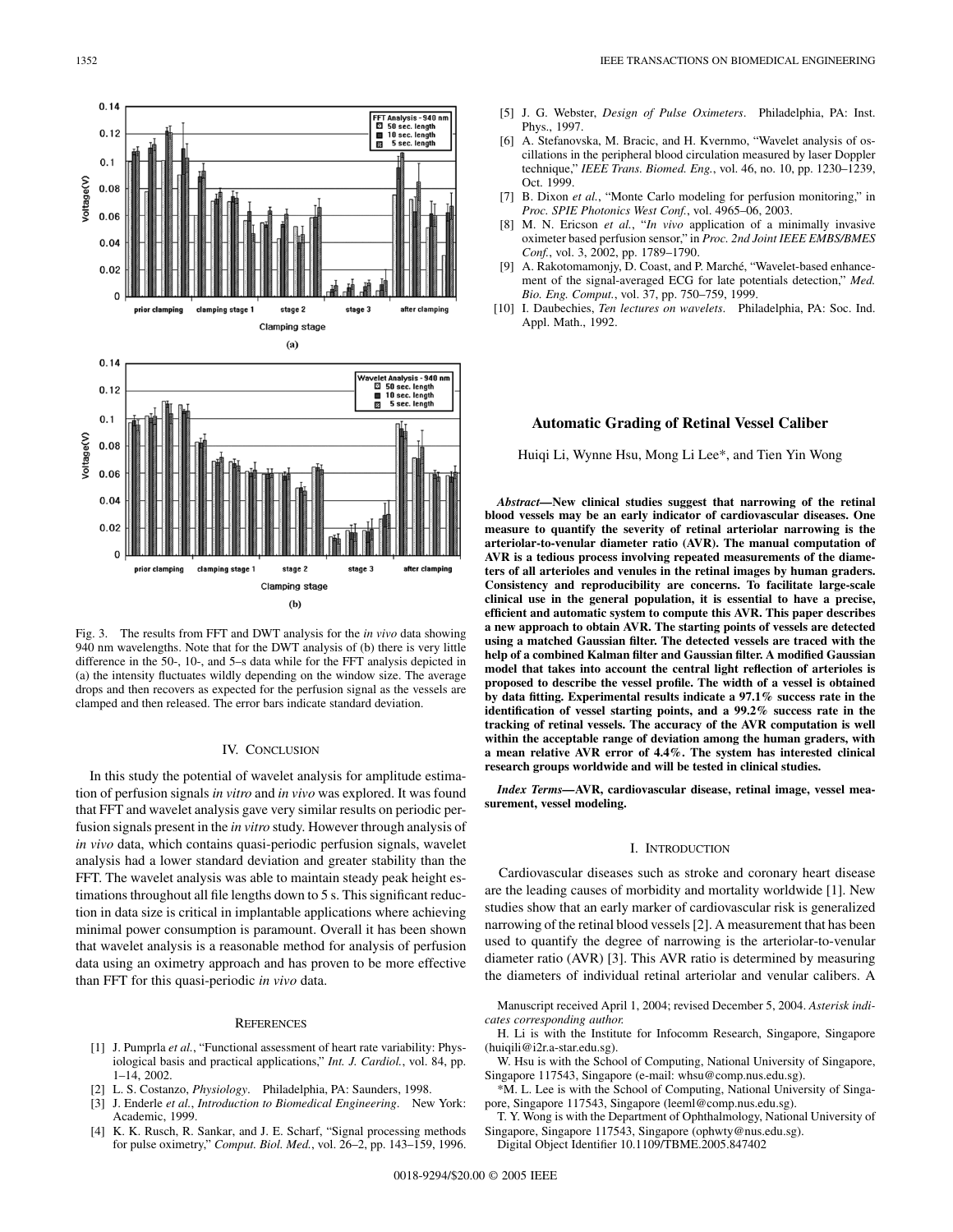Fig. 3. The results from FFT and DWT analysis for the *in vivo* data showing 940 nm wavelengths. Note that for the DWT analysis of (b) there is very little difference in the 50-, 10-, and 5–s data while for the FFT analysis depicted in (a) the intensity fluctuates wildly depending on the window size. The average drops and then recovers as expected for the perfusion signal as the vessels are clamped and then released. The error bars indicate standard deviation.

## IV. Conclusion

In this study the potential of wavelet analysis for amplitude estimation of perfusion signals *in vitro* and *in vivo* was explored. It was found that FFT and wavelet analysis gave very similar results on periodic perfusion signals present in the *in vitro* study. However through analysis of *in vivo* data, which contains quasi-periodic perfusion signals, wavelet analysis had a lower standard deviation and greater stability than the FFT. The wavelet analysis was able to maintain steady peak height estimations throughout all file lengths down to 5 s. This significant reduction in data size is critical in implantable applications where achieving minimal power consumption is paramount. Overall it has been shown that wavelet analysis is a reasonable method for analysis of perfusion data using an oximetry approach and has proven to be more effective than FFT for this quasi-periodic *in vivo* data.

## References

[1] J. Pumprla *et al.*, "Functional assessment of heart rate variability: Physiological basis and practical applications," *Int. J. Cardiol.*, vol. 84, pp. 1–14, 2002.

[2] L. S. Costanzo, *Physiology*. Philadelphia, PA: Saunders, 1998.

[3] J. Enderle *et al.*, *Introduction to Biomedical Engineering*. New York: Academic, 1999.

[4] K. K. Rusch, R. Sankar, and J. E. Scharf, "Signal processing methods for pulse oximetry," *Comput. Biol. Med.*, vol. 26–2, pp. 143–159, 1996.

[5] J. G. Webster, *Design of Pulse Oximeters*. Philadelphia, PA: Inst. Phys., 1997.

[6] A. Stefanovska, M. Bracic, and H. Kvernmo, "Wavelet analysis of oscillations in the peripheral blood circulation measured by laser Doppler technique," *IEEE Trans. Biomed. Eng.*, vol. 46, no. 10, pp. 1230–1239, Oct. 1999.

[7] B. Dixon *et al.*, "Monte Carlo modeling for perfusion monitoring," in *Proc. SPIE Photonics West Conf.*, vol. 4965–06, 2003.

[8] M. N. Ericson *et al.*, "*In vivo* application of a minimally invasive oximeter based perfusion sensor," in *Proc. 2nd Joint IEEE EMBS/BMES Conf.*, vol. 3, 2002, pp. 1789–1790.

[9] A. Rakotomamonjy, D. Coast, and P. Marché, "Wavelet-based enhancement of the signal-averaged ECG for late potentials detection," *Med. Bio. Eng. Comput.*, vol. 37, pp. 750–759, 1999.

[10] I. Daubechies, *Ten lectures on wavelets*. Philadelphia, PA: Soc. Ind. Appl. Math., 1992.

# Automatic Grading of Retinal Vessel Caliber

Huiqi Li, Wynne Hsu, Mong Li Lee*, and Tien Yin Wong

***Abstract*—New clinical studies suggest that narrowing of the retinal blood vessels may be an early indicator of cardiovascular diseases. One measure to quantify the severity of retinal arteriolar narrowing is the arteriolar-to-venular diameter ratio (AVR). The manual computation of AVR is a tedious process involving repeated measurements of the diameters of all arterioles and venules in the retinal images by human graders. Consistency and reproducibility are concerns. To facilitate large-scale clinical use in the general population, it is essential to have a precise, efficient and automatic system to compute this AVR. This paper describes a new approach to obtain AVR. The starting points of vessels are detected using a matched Gaussian filter. The detected vessels are traced with the help of a combined Kalman filter and Gaussian filter. A modified Gaussian model that takes into account the central light reflection of arterioles is proposed to describe the vessel profile. The width of a vessel is obtained by data fitting. Experimental results indicate a 97.1% success rate in the identification of vessel starting points, and a 99.2% success rate in the tracking of retinal vessels. The accuracy of the AVR computation is well within the acceptable range of deviation among the human graders, with a mean relative AVR error of 4.4%. The system has interested clinical research groups worldwide and will be tested in clinical studies.**

***Index Terms*—AVR, cardiovascular disease, retinal image, vessel measurement, vessel modeling.**

## I. Introduction

Cardiovascular diseases such as stroke and coronary heart disease are the leading causes of morbidity and mortality worldwide [1]. New studies show that an early marker of cardiovascular risk is generalized narrowing of the retinal blood vessels [2]. A measurement that has been used to quantify the degree of narrowing is the arteriolar-to-venular diameter ratio (AVR) [3]. This AVR ratio is determined by measuring the diameters of individual retinal arteriolar and venular calibers. A

Manuscript received April 1, 2004; revised December 5, 2004. *Asterisk indicates corresponding author.*

H. Li is with the Institute for Infocomm Research, Singapore, Singapore (huiqili@i2r.a-star.edu.sg).

W. Hsu is with the School of Computing, National University of Singapore, Singapore 117543, Singapore (e-mail: whsu@comp.nus.edu.sg).

*M. L. Lee is with the School of Computing, National University of Singapore, Singapore 117543, Singapore (leeml@comp.nus.edu.sg).

T. Y. Wong is with the Department of Ophthalmology, National University of Singapore, Singapore 117543, Singapore (ophwty@nus.edu.sg).

Digital Object Identifier 10.1109/TBME.2005.847402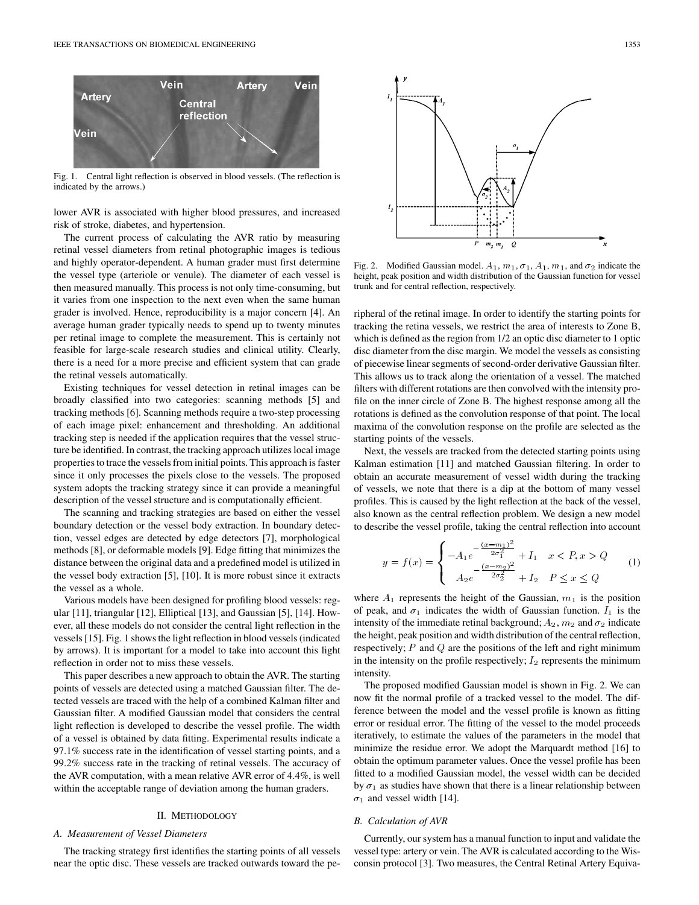Fig. 1. Central light reflection is observed in blood vessels. (The reflection is indicated by the arrows.)

lower AVR is associated with higher blood pressures, and increased risk of stroke, diabetes, and hypertension.

The current process of calculating the AVR ratio by measuring retinal vessel diameters from retinal photographic images is tedious and highly operator-dependent. A human grader must first determine the vessel type (arteriole or venule). The diameter of each vessel is then measured manually. This process is not only time-consuming, but it varies from one inspection to the next even when the same human grader is involved. Hence, reproducibility is a major concern [4]. An average human grader typically needs to spend up to twenty minutes per retinal image to complete the measurement. This is certainly not feasible for large-scale research studies and clinical utility. Clearly, there is a need for a more precise and efficient system that can grade the retinal vessels automatically.

Existing techniques for vessel detection in retinal images can be broadly classified into two categories: scanning methods [5] and tracking methods [6]. Scanning methods require a two-step processing of each image pixel: enhancement and thresholding. An additional tracking step is needed if the application requires that the vessel structure be identified. In contrast, the tracking approach utilizes local image properties to trace the vessels from initial points. This approach is faster since it only processes the pixels close to the vessels. The proposed system adopts the tracking strategy since it can provide a meaningful description of the vessel structure and is computationally efficient.

The scanning and tracking strategies are based on either the vessel boundary detection or the vessel body extraction. In boundary detection, vessel edges are detected by edge detectors [7], morphological methods [8], or deformable models [9]. Edge fitting that minimizes the distance between the original data and a predefined model is utilized in the vessel body extraction [5], [10]. It is more robust since it extracts the vessel as a whole.

Various models have been designed for profiling blood vessels: regular [11], triangular [12], Elliptical [13], and Gaussian [5], [14]. However, all these models do not consider the central light reflection in the vessels [15]. Fig. 1 shows the light reflection in blood vessels (indicated by arrows). It is important for a model to take into account this light reflection in order not to miss these vessels.

This paper describes a new approach to obtain the AVR. The starting points of vessels are detected using a matched Gaussian filter. The detected vessels are traced with the help of a combined Kalman filter and Gaussian filter. A modified Gaussian model that considers the central light reflection is developed to describe the vessel profile. The width of a vessel is obtained by data fitting. Experimental results indicate a 97.1% success rate in the identification of vessel starting points, and a 99.2% success rate in the tracking of retinal vessels. The accuracy of the AVR computation, with a mean relative AVR error of 4.4%, is well within the acceptable range of deviation among the human graders.

## II. Methodology

### A. Measurement of Vessel Diameters

The tracking strategy first identifies the starting points of all vessels near the optic disc. These vessels are tracked outwards toward the peripheral of the retinal image. In order to identify the starting points for tracking the retina vessels, we restrict the area of interests to Zone B, which is defined as the region from 1/2 an optic disc diameter to 1 optic disc diameter from the disc margin. We model the vessels as consisting of piecewise linear segments of second-order derivative Gaussian filter. This allows us to track along the orientation of a vessel. The matched filters with different rotations are then convolved with the intensity profile on the inner circle of Zone B. The highest response among all the rotations is defined as the convolution response of that point. The local maxima of the convolution response on the profile are selected as the starting points of the vessels.

Fig. 2. Modified Gaussian model. $A_1$, $m_1$, $\sigma_1$, $A_1$, $m_1$, and $\sigma_2$ indicate the height, peak position and width distribution of the Gaussian function for vessel trunk and for central reflection, respectively.

Next, the vessels are tracked from the detected starting points using Kalman estimation [11] and matched Gaussian filtering. In order to obtain an accurate measurement of vessel width during the tracking of vessels, we note that there is a dip at the bottom of many vessel profiles. This is caused by the light reflection at the back of the vessel, also known as the central reflection problem. We design a new model to describe the vessel profile, taking the central reflection into account

$$y = f(x) = \begin{cases} -A_1 e^{-\frac{(x-m_1)^2}{2\sigma_1^2}} + I_1 & x < P, x > Q \\ A_2 e^{-\frac{(x-m_2)^2}{2\sigma_2^2}} + I_2 & P \leq x \leq Q \end{cases} \tag{1}$$

where $A_1$ represents the height of the Gaussian, $m_1$ is the position of peak, and $\sigma_1$ indicates the width of Gaussian function. $I_1$ is the intensity of the immediate retinal background; $A_2$, $m_2$ and $\sigma_2$ indicate the height, peak position and width distribution of the central reflection, respectively; $P$ and $Q$ are the positions of the left and right minimum in the intensity on the profile respectively; $I_2$ represents the minimum intensity.

The proposed modified Gaussian model is shown in Fig. 2. We can now fit the normal profile of a tracked vessel to the model. The difference between the model and the vessel profile is known as fitting error or residual error. The fitting of the vessel to the model proceeds iteratively, to estimate the values of the parameters in the model that minimize the residue error. We adopt the Marquardt method [16] to obtain the optimum parameter values. Once the vessel profile has been fitted to a modified Gaussian model, the vessel width can be decided by $\sigma_1$ as studies have shown that there is a linear relationship between $\sigma_1$ and vessel width [14].

### B. Calculation of AVR

Currently, our system has a manual function to input and validate the vessel type: artery or vein. The AVR is calculated according to the Wisconsin protocol [3]. Two measures, the Central Retinal Artery Equiva-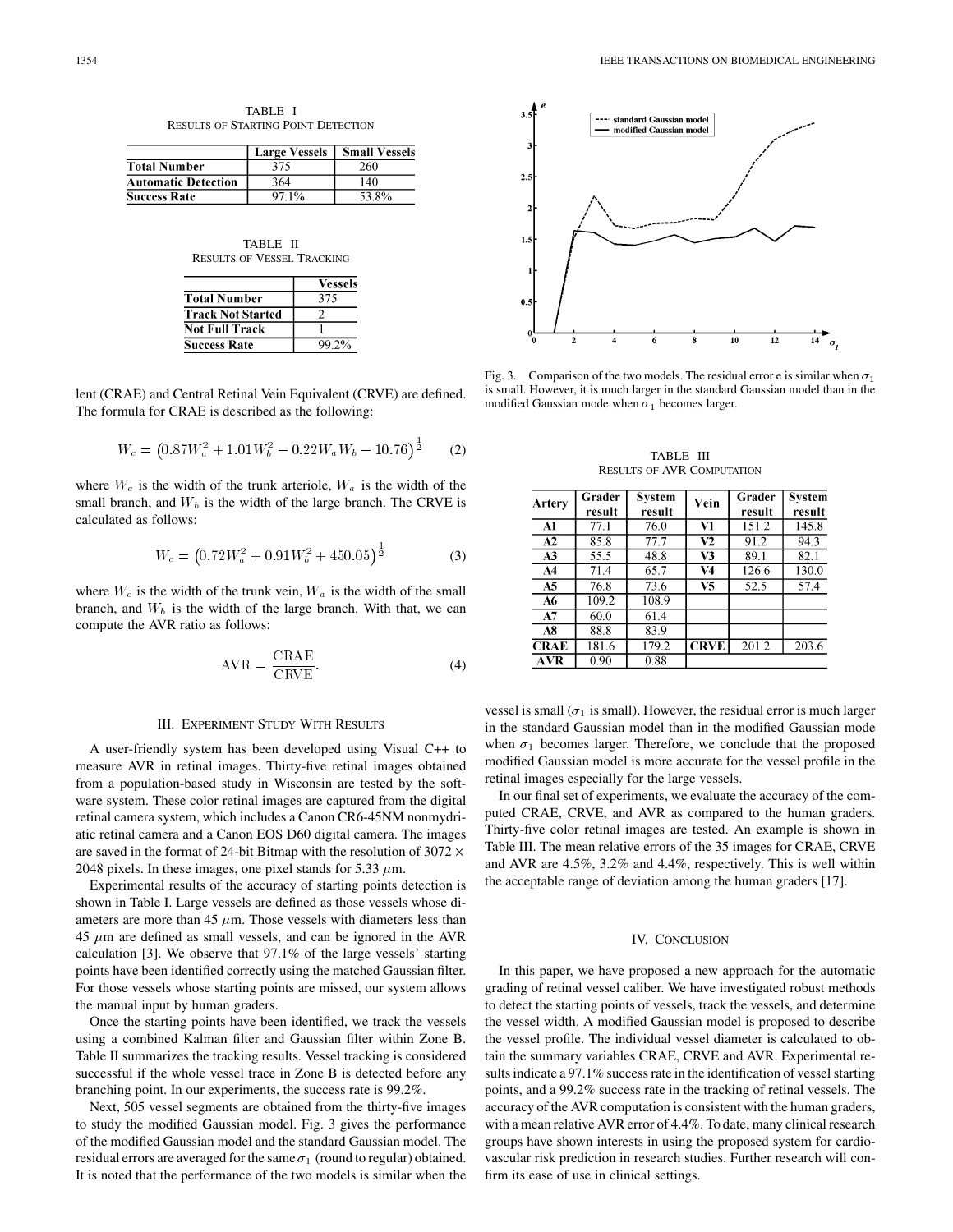TABLE I
RESULTS OF STARTING POINT DETECTION

| | Large Vessels | Small Vessels |
|---|---|---|
| **Total Number** | 375 | 260 |
| **Automatic Detection** | 364 | 140 |
| **Success Rate** | 97.1% | 53.8% |

TABLE II
RESULTS OF VESSEL TRACKING

| | Vessels |
|---|---|
| **Total Number** | 375 |
| **Track Not Started** | 2 |
| **Not Full Track** | 1 |
| **Success Rate** | 99.2% |

lent (CRAE) and Central Retinal Vein Equivalent (CRVE) are defined. The formula for CRAE is described as the following:

$$W_c = \left(0.87W_a^2 + 1.01W_b^2 - 0.22W_a W_b - 10.76\right)^{\frac{1}{2}} \qquad (2)$$

where $W_c$ is the width of the trunk arteriole, $W_a$ is the width of the small branch, and $W_b$ is the width of the large branch. The CRVE is calculated as follows:

$$W_c = \left(0.72W_a^2 + 0.91W_b^2 + 450.05\right)^{\frac{1}{2}} \qquad (3)$$

where $W_c$ is the width of the trunk vein, $W_a$ is the width of the small branch, and $W_b$ is the width of the large branch. With that, we can compute the AVR ratio as follows:

$$\text{AVR} = \frac{\text{CRAE}}{\text{CRVE}}. \qquad (4)$$

## III. Experiment Study With Results

A user-friendly system has been developed using Visual C++ to measure AVR in retinal images. Thirty-five retinal images obtained from a population-based study in Wisconsin are tested by the software system. These color retinal images are captured from the digital retinal camera system, which includes a Canon CR6-45NM nonmydriatic retinal camera and a Canon EOS D60 digital camera. The images are saved in the format of 24-bit Bitmap with the resolution of 3072 × 2048 pixels. In these images, one pixel stands for 5.33 $\mu$m.

Experimental results of the accuracy of starting points detection is shown in Table I. Large vessels are defined as those vessels whose diameters are more than 45 $\mu$m. Those vessels with diameters less than 45 $\mu$m are defined as small vessels, and can be ignored in the AVR calculation [3]. We observe that 97.1% of the large vessels' starting points have been identified correctly using the matched Gaussian filter. For those vessels whose starting points are missed, our system allows the manual input by human graders.

Once the starting points have been identified, we track the vessels using a combined Kalman filter and Gaussian filter within Zone B. Table II summarizes the tracking results. Vessel tracking is considered successful if the whole vessel trace in Zone B is detected before any branching point. In our experiments, the success rate is 99.2%.

Next, 505 vessel segments are obtained from the thirty-five images to study the modified Gaussian model. Fig. 3 gives the performance of the modified Gaussian model and the standard Gaussian model. The residual errors are averaged for the same $\sigma_1$ (round to regular) obtained. It is noted that the performance of the two models is similar when the vessel is small ($\sigma_1$ is small). However, the residual error is much larger in the standard Gaussian model than in the modified Gaussian mode when $\sigma_1$ becomes larger. Therefore, we conclude that the proposed modified Gaussian model is more accurate for the vessel profile in the retinal images especially for the large vessels.

Fig. 3. Comparison of the two models. The residual error e is similar when $\sigma_1$ is small. However, it is much larger in the standard Gaussian model than in the modified Gaussian mode when $\sigma_1$ becomes larger.

In our final set of experiments, we evaluate the accuracy of the computed CRAE, CRVE, and AVR as compared to the human graders. Thirty-five color retinal images are tested. An example is shown in Table III. The mean relative errors of the 35 images for CRAE, CRVE and AVR are 4.5%, 3.2% and 4.4%, respectively. This is well within the acceptable range of deviation among the human graders [17].

TABLE III
RESULTS OF AVR COMPUTATION

| Artery | Grader result | System result | Vein | Grader result | System result |
|---|---|---|---|---|---|
| **A1** | 77.1 | 76.0 | **V1** | 151.2 | 145.8 |
| **A2** | 85.8 | 77.7 | **V2** | 91.2 | 94.3 |
| **A3** | 55.5 | 48.8 | **V3** | 89.1 | 82.1 |
| **A4** | 71.4 | 65.7 | **V4** | 126.6 | 130.0 |
| **A5** | 76.8 | 73.6 | **V5** | 52.5 | 57.4 |
| **A6** | 109.2 | 108.9 | | | |
| **A7** | 60.0 | 61.4 | | | |
| **A8** | 88.8 | 83.9 | | | |
| **CRAE** | 181.6 | 179.2 | **CRVE** | 201.2 | 203.6 |
| **AVR** | 0.90 | 0.88 | | | |

## IV. Conclusion

In this paper, we have proposed a new approach for the automatic grading of retinal vessel caliber. We have investigated robust methods to detect the starting points of vessels, track the vessels, and determine the vessel width. A modified Gaussian is proposed to describe the vessel profile. The individual vessel diameter is calculated to obtain the summary variables CRAE, CRVE and AVR. Experimental results indicate a 97.1% success rate in the identification of vessel starting points, and a 99.2% success rate in the tracking of retinal vessels. The accuracy of the AVR computation is consistent with the human graders, with a mean relative AVR error of 4.4%. To date, many clinical research groups have shown interests in using the proposed system for cardiovascular risk prediction in research studies. Further research will confirm its ease of use in clinical settings.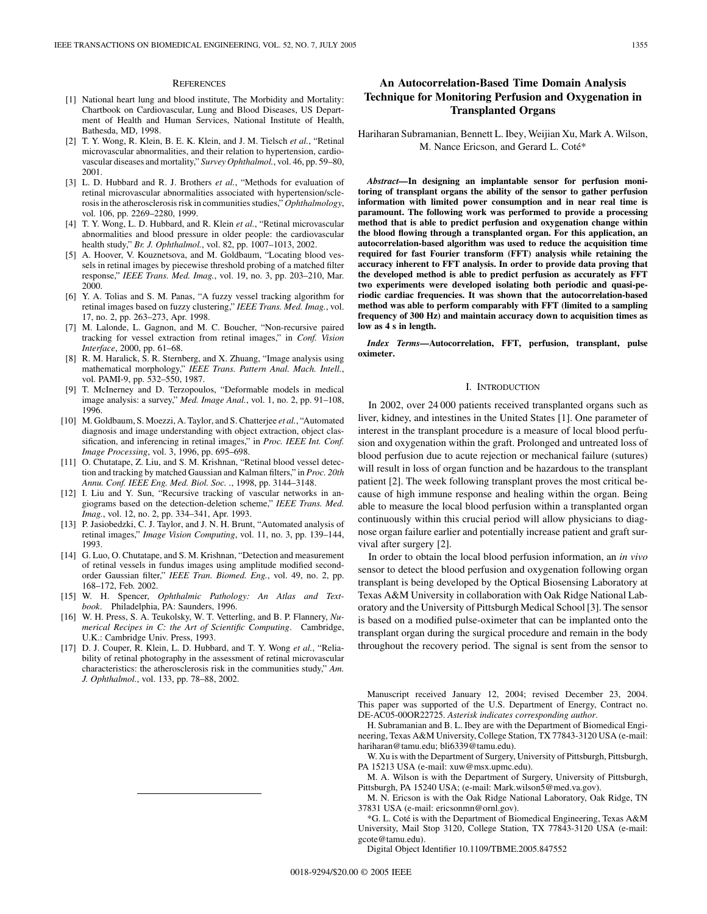## REFERENCES

[1] National heart lung and blood institute, The Morbidity and Mortality: Chartbook on Cardiovascular, Lung and Blood Diseases, US Department of Health and Human Services, National Institute of Health, Bathesda, MD, 1998.

[2] T. Y. Wong, R. Klein, B. E. K. Klein, and J. M. Tielsch *et al.*, "Retinal microvascular abnormalities, and their relation to hypertension, cardiovascular diseases and mortality," *Survey Ophthalmol.*, vol. 46, pp. 59–80, 2001.

[3] L. D. Hubbard and R. J. Brothers *et al.*, "Methods for evaluation of retinal microvascular abnormalities associated with hypertension/sclerosis in the atherosclerosis risk in communities studies," *Ophthalmology*, vol. 106, pp. 2269–2280, 1999.

[4] T. Y. Wong, L. D. Hubbard, and R. Klein *et al.*, "Retinal microvascular abnormalities and blood pressure in older people: the cardiovascular health study," *Br. J. Ophthalmol.*, vol. 82, pp. 1007–1013, 2002.

[5] A. Hoover, V. Kouznetsova, and M. Goldbaum, "Locating blood vessels in retinal images by piecewise threshold probing of a matched filter response," *IEEE Trans. Med. Imag.*, vol. 19, no. 3, pp. 203–210, Mar. 2000.

[6] Y. A. Tolias and S. M. Panas, "A fuzzy vessel tracking algorithm for retinal images based on fuzzy clustering," *IEEE Trans. Med. Imag.*, vol. 17, no. 2, pp. 263–273, Apr. 1998.

[7] M. Lalonde, L. Gagnon, and M. C. Boucher, "Non-recursive paired tracking for vessel extraction from retinal images," in *Conf. Vision Interface*, 2000, pp. 61–68.

[8] R. M. Haralick, S. R. Sternberg, and X. Zhuang, "Image analysis using mathematical morphology," *IEEE Trans. Pattern Anal. Mach. Intell.*, vol. PAMI-9, pp. 532–550, 1987.

[9] T. McInerney and D. Terzopoulos, "Deformable models in medical image analysis: a survey," *Med. Image Anal.*, vol. 1, no. 2, pp. 91–108, 1996.

[10] M. Goldbaum, S. Moezzi, A. Taylor, and S. Chatterjee *et al.*, "Automated diagnosis and image understanding with object extraction, object classification, and inferencing in retinal images," in *Proc. IEEE Int. Conf. Image Processing*, vol. 3, 1996, pp. 695–698.

[11] O. Chutatape, Z. Liu, and S. M. Krishnan, "Retinal blood vessel detection and tracking by matched Gaussian and Kalman filters," in *Proc. 20th Annu. Conf. IEEE Eng. Med. Biol. Soc.* ., 1998, pp. 3144–3148.

[12] I. Liu and Y. Sun, "Recursive tracking of vascular networks in angiograms based on the detection-deletion scheme," *IEEE Trans. Med. Imag.*, vol. 12, no. 2, pp. 334–341, Apr. 1993.

[13] P. Jasiobedzki, C. J. Taylor, and J. N. H. Brunt, "Automated analysis of retinal images," *Image Vision Computing*, vol. 11, no. 3, pp. 139–144, 1993.

[14] G. Luo, O. Chutatape, and S. M. Krishnan, "Detection and measurement of retinal vessels in fundus images using amplitude modified second-order Gaussian filter," *IEEE Tran. Biomed. Eng.*, vol. 49, no. 2, pp. 168–172, Feb. 2002.

[15] W. H. Spencer, *Ophthalmic Pathology: An Atlas and Textbook*. Philadelphia, PA: Saunders, 1996.

[16] W. H. Press, S. A. Teukolsky, W. T. Vetterling, and B. P. Flannery, *Numerical Recipes in C: the Art of Scientific Computing*. Cambridge, U.K.: Cambridge Univ. Press, 1993.

[17] D. J. Couper, R. Klein, L. D. Hubbard, and T. Y. Wong *et al.*, "Reliability of retinal photography in the assessment of retinal microvascular characteristics: the atherosclerosis risk in the communities study," *Am. J. Ophthalmol.*, vol. 133, pp. 78–88, 2002.

# An Autocorrelation-Based Time Domain Analysis Technique for Monitoring Perfusion and Oxygenation in Transplanted Organs

Hariharan Subramanian, Bennett L. Ibey, Weijian Xu, Mark A. Wilson, M. Nance Ericson, and Gerard L. Coté*

***Abstract*—In designing an implantable sensor for perfusion monitoring of transplant organs the ability of the sensor to gather perfusion information with limited power consumption and in near real time is paramount. The following work was performed to provide a processing method that is able to predict perfusion and oxygenation change within the blood flowing through a transplanted organ. For this application, an autocorrelation-based algorithm was used to reduce the acquisition time required for fast Fourier transform (FFT) analysis while retaining the accuracy inherent to FFT analysis. In order to provide data proving that the developed method is able to predict perfusion as accurately as FFT two experiments were developed isolating both periodic and quasi-periodic cardiac frequencies. It was shown that the autocorrelation-based method was able to perform comparably with FFT (limited to a sampling frequency of 300 Hz) and maintain accuracy down to acquisition times as low as 4 s in length.**

***Index Terms*—Autocorrelation, FFT, perfusion, transplant, pulse oximeter.**

## I. INTRODUCTION

In 2002, over 24 000 patients received transplanted organs such as liver, kidney, and intestines in the United States [1]. One parameter of interest in the transplant procedure is a measure of local blood perfusion and oxygenation within the graft. Prolonged and untreated loss of blood perfusion due to acute rejection or mechanical failure (sutures) will result in loss of organ function and be hazardous to the transplant patient [2]. The week following transplant proves the most critical because of high immune response and healing within the organ. Being able to measure the local blood perfusion within a transplanted organ continuously within this crucial period will allow physicians to diagnose organ failure earlier and potentially increase patient and graft survival after surgery [2].

In order to obtain the local blood perfusion information, an *in vivo* sensor to detect the blood perfusion and oxygenation following organ transplant is being developed by the Optical Biosensing Laboratory at Texas A&M University in collaboration with Oak Ridge National Laboratory and the University of Pittsburgh Medical School [3]. The sensor is based on a modified pulse-oximeter that can be implanted onto the transplant organ during the surgical procedure and remain in the body throughout the recovery period. The signal is sent from the sensor to

Manuscript received January 12, 2004; revised December 23, 2004. This paper was supported of the U.S. Department of Energy, Contract no. DE-AC05-00OR22725. *Asterisk indicates corresponding author.*

H. Subramanian and B. L. Ibey are with the Department of Biomedical Engineering, Texas A&M University, College Station, TX 77843-3120 USA (e-mail: hariharan@tamu.edu; bli6339@tamu.edu).

W. Xu is with the Department of Surgery, University of Pittsburgh, Pittsburgh, PA 15213 USA (e-mail: xuw@msx.upmc.edu).

M. A. Wilson is with the Department of Surgery, University of Pittsburgh, Pittsburgh, PA 15240 USA; (e-mail: Mark.wilson5@med.va.gov).

M. N. Ericson is with the Oak Ridge National Laboratory, Oak Ridge, TN 37831 USA (e-mail: ericsonmn@ornl.gov).

*G. L. Coté is with the Department of Biomedical Engineering, Texas A&M University, Mail Stop 3120, College Station, TX 77843-3120 USA (e-mail: gcote@tamu.edu).

Digital Object Identifier 10.1109/TBME.2005.847552

0018-9294/$20.00 © 2005 IEEE